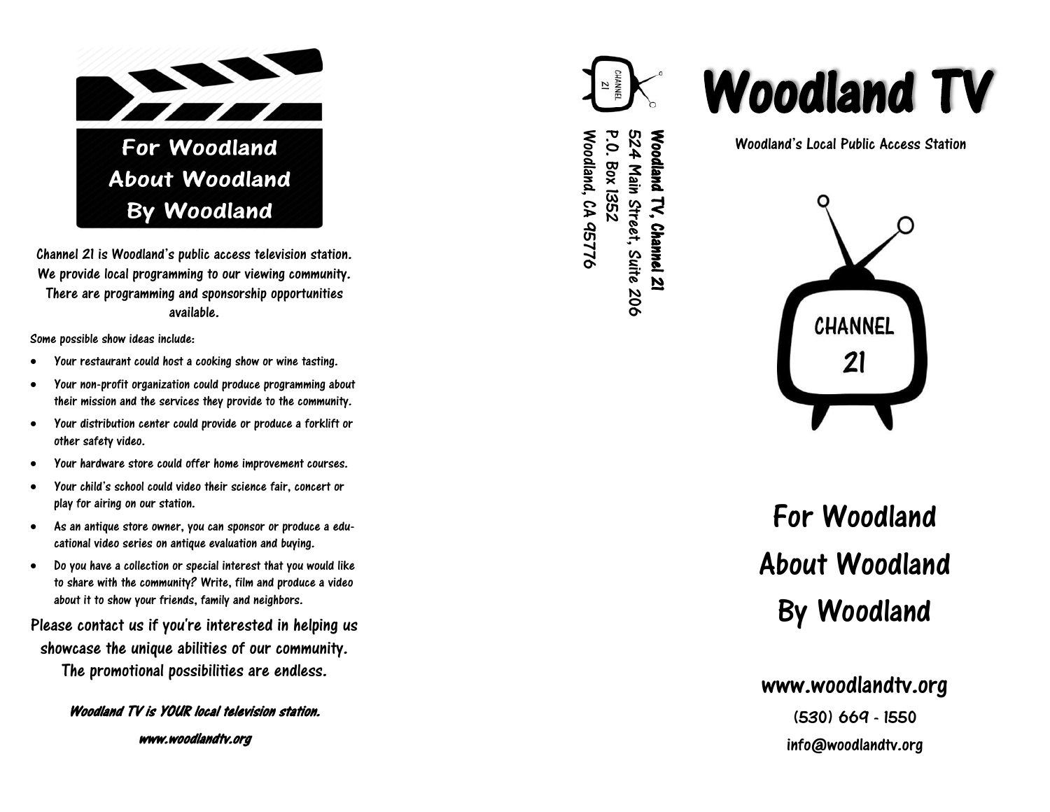## For Woodland
## About Woodland
## By Woodland

Channel 21 is Woodland's public access television station. We provide local programming to our viewing community. There are programming and sponsorship opportunities available.

Some possible show ideas include:

- Your restaurant could host a cooking show or wine tasting.
- Your non-profit organization could produce programming about their mission and the services they provide to the community.
- Your distribution center could provide or produce a forklift or other safety video.
- Your hardware store could offer home improvement courses.
- Your child's school could video their science fair, concert or play for airing on our station.
- As an antique store owner, you can sponsor or produce a educational video series on antique evaluation and buying.
- Do you have a collection or special interest that you would like to share with the community? Write, film and produce a video about it to show your friends, family and neighbors.

Please contact us if you're interested in helping us showcase the unique abilities of our community. The promotional possibilities are endless.

***Woodland TV is YOUR local television station.***

***www.woodlandtv.org***

CHANNEL 21

**Woodland TV, Channel 21**
524 Main Street, Suite 206
P.O. Box 1352
Woodland, CA 95776

# Woodland TV

Woodland's Local Public Access Station

CHANNEL 21

## For Woodland
## About Woodland
## By Woodland

**www.woodlandtv.org**

(530) 669 - 1550

info@woodlandtv.org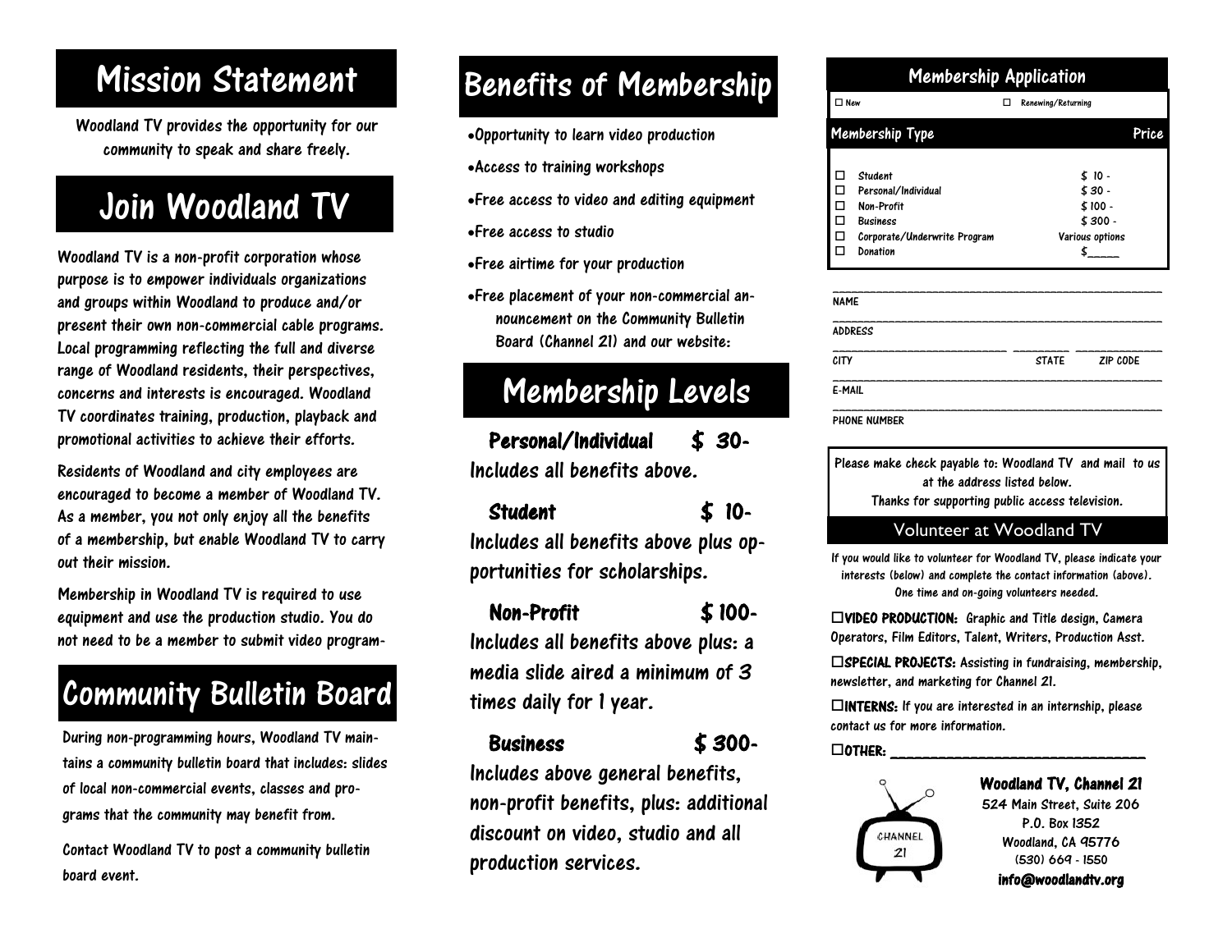# Mission Statement

Woodland TV provides the opportunity for our community to speak and share freely.

# Join Woodland TV

Woodland TV is a non-profit corporation whose purpose is to empower individuals organizations and groups within Woodland to produce and/or present their own non-commercial cable programs. Local programming reflecting the full and diverse range of Woodland residents, their perspectives, concerns and interests is encouraged. Woodland TV coordinates training, production, playback and promotional activities to achieve their efforts.

Residents of Woodland and city employees are encouraged to become a member of Woodland TV. As a member, you not only enjoy all the benefits of a membership, but enable Woodland TV to carry out their mission.

Membership in Woodland TV is required to use equipment and use the production studio. You do not need to be a member to submit video program-

# Community Bulletin Board

During non-programming hours, Woodland TV maintains a community bulletin board that includes: slides of local non-commercial events, classes and programs that the community may benefit from.

Contact Woodland TV to post a community bulletin board event.

# Benefits of Membership

- Opportunity to learn video production
- Access to training workshops
- Free access to video and editing equipment
- Free access to studio
- Free airtime for your production
- Free placement of your non-commercial announcement on the Community Bulletin Board (Channel 21) and our website:

# Membership Levels

**Personal/Individual $ 30-**
Includes all benefits above.

**Student $ 10-**
Includes all benefits above plus opportunities for scholarships.

**Non-Profit $ 100-**
Includes all benefits above plus: a media slide aired a minimum of 3 times daily for 1 year.

**Business $ 300-**
Includes above general benefits, non-profit benefits, plus: additional discount on video, studio and all production services.

## Membership Application

☐ New ☐ Renewing/Returning

| Membership Type | Price |
| --- | --- |
| ☐ Student | $ 10 - |
| ☐ Personal/Individual | $ 30 - |
| ☐ Non-Profit | $ 100 - |
| ☐ Business | $ 300 - |
| ☐ Corporate/Underwrite Program | Various options |
| ☐ Donation | $_____ |

NAME ____________________

ADDRESS ____________________

CITY ____________ STATE ______ ZIP CODE ______

E-MAIL ____________________

PHONE NUMBER ____________________

Please make check payable to: Woodland TV and mail to us at the address listed below.
Thanks for supporting public access television.

## Volunteer at Woodland TV

If you would like to volunteer for Woodland TV, please indicate your interests (below) and complete the contact information (above). One time and on-going volunteers needed.

☐**VIDEO PRODUCTION:** Graphic and Title design, Camera Operators, Film Editors, Talent, Writers, Production Asst.

☐**SPECIAL PROJECTS:** Assisting in fundraising, membership, newsletter, and marketing for Channel 21.

☐**INTERNS:** If you are interested in an internship, please contact us for more information.

☐**OTHER:** ____________________

CHANNEL 21

**Woodland TV, Channel 21**
524 Main Street, Suite 206
P.O. Box 1352
Woodland, CA 95776
(530) 669 - 1550
**info@woodlandtv.org**